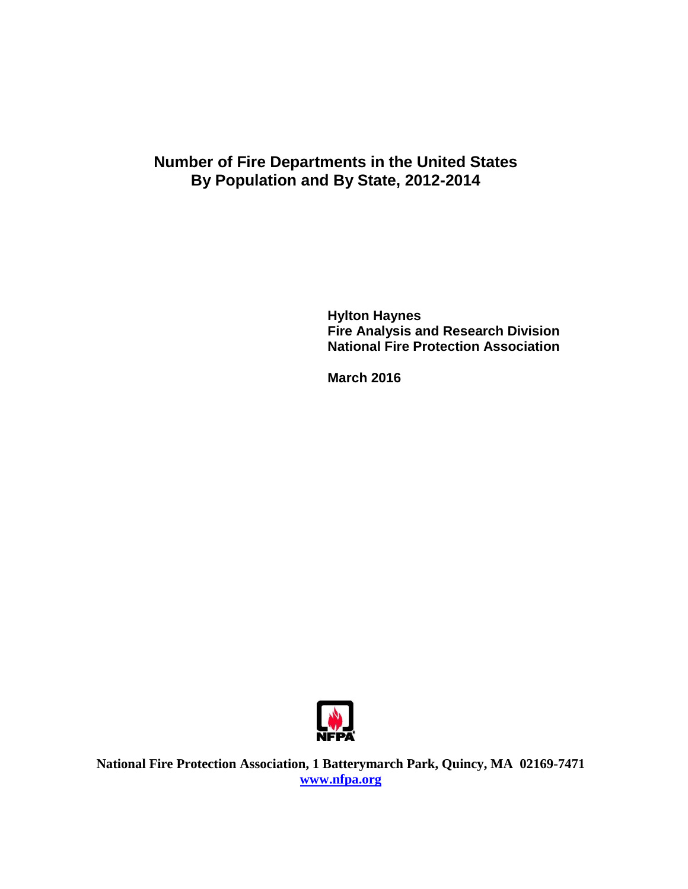# Number of Fire Departments in the United States By Population and By State, 2012-2014

**Hylton Haynes**
**Fire Analysis and Research Division**
**National Fire Protection Association**

**March 2016**

**National Fire Protection Association, 1 Batterymarch Park, Quincy, MA 02169-7471**
**www.nfpa.org**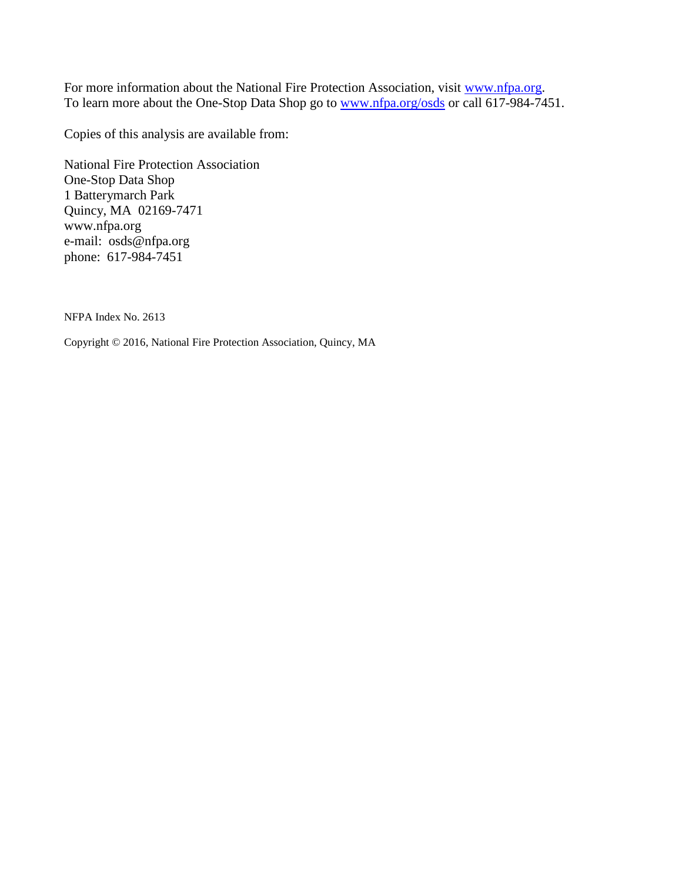For more information about the National Fire Protection Association, visit [www.nfpa.org](http://www.nfpa.org).
To learn more about the One-Stop Data Shop go to [www.nfpa.org/osds](http://www.nfpa.org/osds) or call 617-984-7451.

Copies of this analysis are available from:

National Fire Protection Association
One-Stop Data Shop
1 Batterymarch Park
Quincy, MA  02169-7471
www.nfpa.org
e-mail:  osds@nfpa.org
phone:  617-984-7451

NFPA Index No. 2613

Copyright © 2016, National Fire Protection Association, Quincy, MA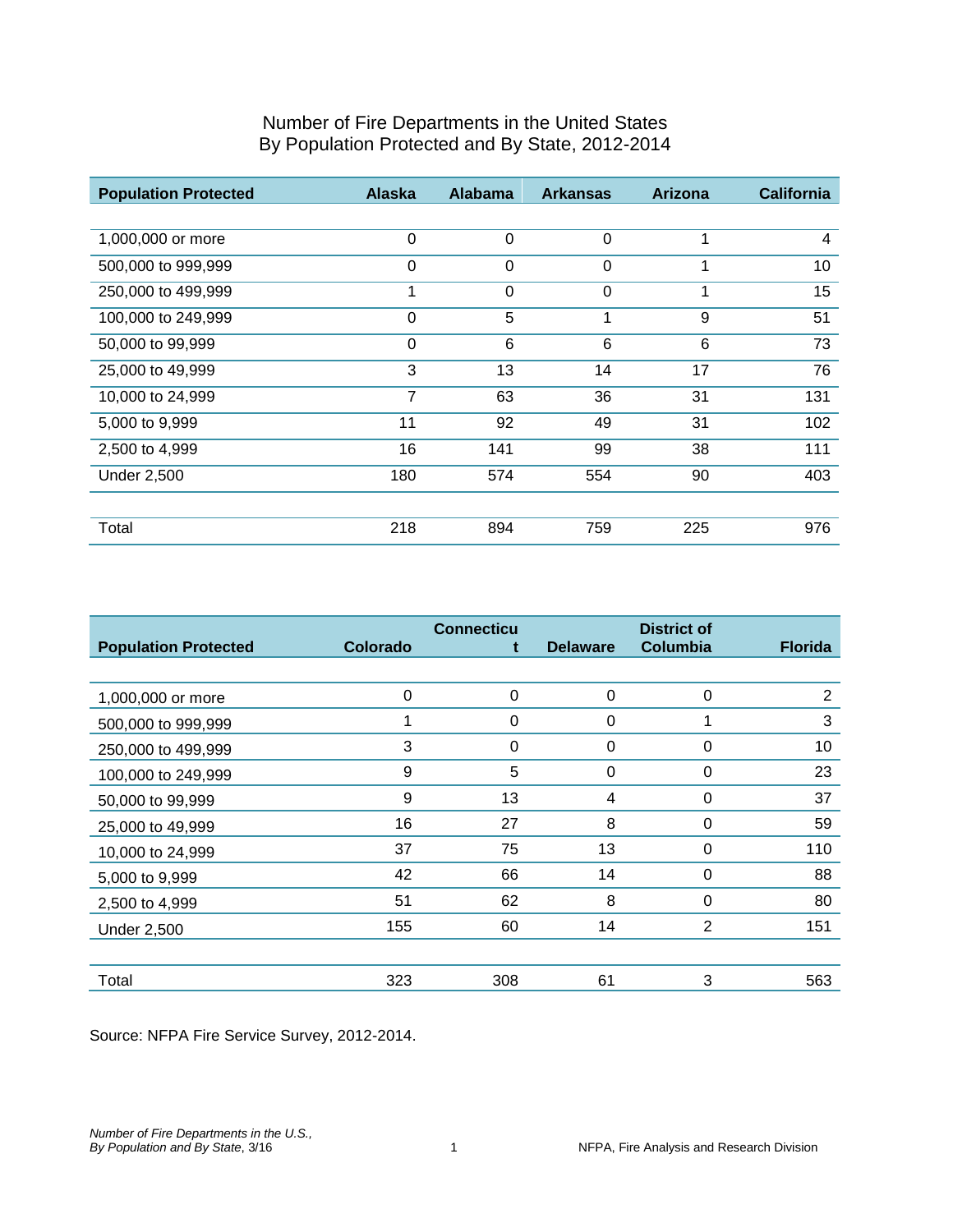# Number of Fire Departments in the United States
# By Population Protected and By State, 2012-2014

| Population Protected | Alaska | Alabama | Arkansas | Arizona | California |
|---|---|---|---|---|---|
| 1,000,000 or more | 0 | 0 | 0 | 1 | 4 |
| 500,000 to 999,999 | 0 | 0 | 0 | 1 | 10 |
| 250,000 to 499,999 | 1 | 0 | 0 | 1 | 15 |
| 100,000 to 249,999 | 0 | 5 | 1 | 9 | 51 |
| 50,000 to 99,999 | 0 | 6 | 6 | 6 | 73 |
| 25,000 to 49,999 | 3 | 13 | 14 | 17 | 76 |
| 10,000 to 24,999 | 7 | 63 | 36 | 31 | 131 |
| 5,000 to 9,999 | 11 | 92 | 49 | 31 | 102 |
| 2,500 to 4,999 | 16 | 141 | 99 | 38 | 111 |
| Under 2,500 | 180 | 574 | 554 | 90 | 403 |
| Total | 218 | 894 | 759 | 225 | 976 |

| Population Protected | Colorado | Connecticut | Delaware | District of Columbia | Florida |
|---|---|---|---|---|---|
| 1,000,000 or more | 0 | 0 | 0 | 0 | 2 |
| 500,000 to 999,999 | 1 | 0 | 0 | 1 | 3 |
| 250,000 to 499,999 | 3 | 0 | 0 | 0 | 10 |
| 100,000 to 249,999 | 9 | 5 | 0 | 0 | 23 |
| 50,000 to 99,999 | 9 | 13 | 4 | 0 | 37 |
| 25,000 to 49,999 | 16 | 27 | 8 | 0 | 59 |
| 10,000 to 24,999 | 37 | 75 | 13 | 0 | 110 |
| 5,000 to 9,999 | 42 | 66 | 14 | 0 | 88 |
| 2,500 to 4,999 | 51 | 62 | 8 | 0 | 80 |
| Under 2,500 | 155 | 60 | 14 | 2 | 151 |
| Total | 323 | 308 | 61 | 3 | 563 |

Source: NFPA Fire Service Survey, 2012-2014.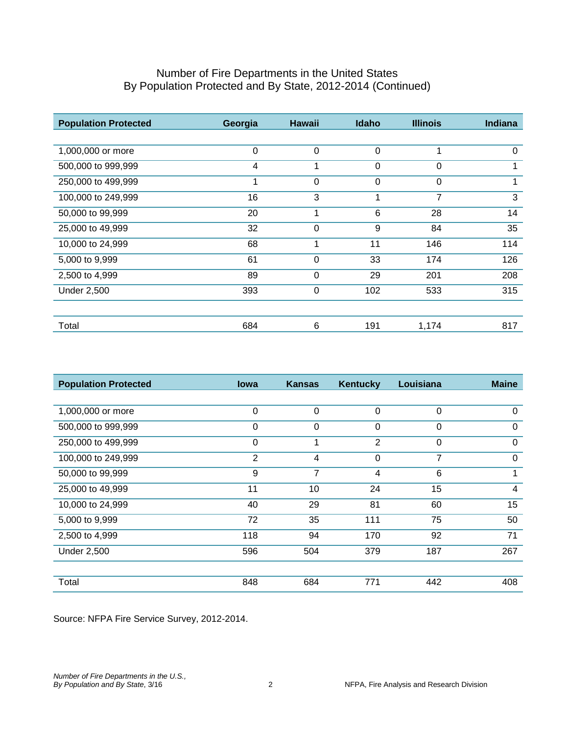# Number of Fire Departments in the United States
# By Population Protected and By State, 2012-2014 (Continued)

| Population Protected | Georgia | Hawaii | Idaho | Illinois | Indiana |
|---|---|---|---|---|---|
| 1,000,000 or more | 0 | 0 | 0 | 1 | 0 |
| 500,000 to 999,999 | 4 | 1 | 0 | 0 | 1 |
| 250,000 to 499,999 | 1 | 0 | 0 | 0 | 1 |
| 100,000 to 249,999 | 16 | 3 | 1 | 7 | 3 |
| 50,000 to 99,999 | 20 | 1 | 6 | 28 | 14 |
| 25,000 to 49,999 | 32 | 0 | 9 | 84 | 35 |
| 10,000 to 24,999 | 68 | 1 | 11 | 146 | 114 |
| 5,000 to 9,999 | 61 | 0 | 33 | 174 | 126 |
| 2,500 to 4,999 | 89 | 0 | 29 | 201 | 208 |
| Under 2,500 | 393 | 0 | 102 | 533 | 315 |
| Total | 684 | 6 | 191 | 1,174 | 817 |

| Population Protected | Iowa | Kansas | Kentucky | Louisiana | Maine |
|---|---|---|---|---|---|
| 1,000,000 or more | 0 | 0 | 0 | 0 | 0 |
| 500,000 to 999,999 | 0 | 0 | 0 | 0 | 0 |
| 250,000 to 499,999 | 0 | 1 | 2 | 0 | 0 |
| 100,000 to 249,999 | 2 | 4 | 0 | 7 | 0 |
| 50,000 to 99,999 | 9 | 7 | 4 | 6 | 1 |
| 25,000 to 49,999 | 11 | 10 | 24 | 15 | 4 |
| 10,000 to 24,999 | 40 | 29 | 81 | 60 | 15 |
| 5,000 to 9,999 | 72 | 35 | 111 | 75 | 50 |
| 2,500 to 4,999 | 118 | 94 | 170 | 92 | 71 |
| Under 2,500 | 596 | 504 | 379 | 187 | 267 |
| Total | 848 | 684 | 771 | 442 | 408 |

Source: NFPA Fire Service Survey, 2012-2014.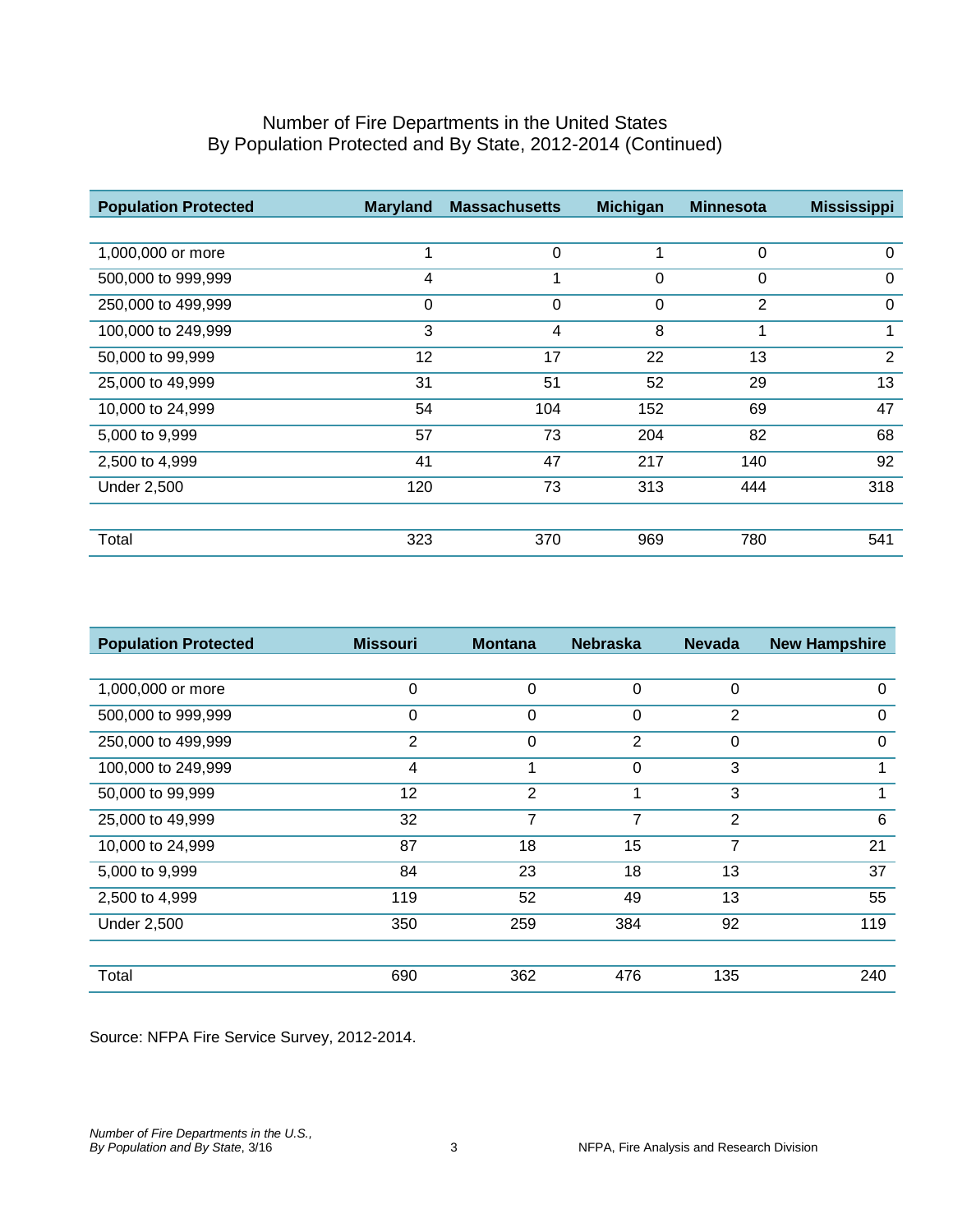# Number of Fire Departments in the United States
## By Population Protected and By State, 2012-2014 (Continued)

| Population Protected | Maryland | Massachusetts | Michigan | Minnesota | Mississippi |
|---|---|---|---|---|---|
| 1,000,000 or more | 1 | 0 | 1 | 0 | 0 |
| 500,000 to 999,999 | 4 | 1 | 0 | 0 | 0 |
| 250,000 to 499,999 | 0 | 0 | 0 | 2 | 0 |
| 100,000 to 249,999 | 3 | 4 | 8 | 1 | 1 |
| 50,000 to 99,999 | 12 | 17 | 22 | 13 | 2 |
| 25,000 to 49,999 | 31 | 51 | 52 | 29 | 13 |
| 10,000 to 24,999 | 54 | 104 | 152 | 69 | 47 |
| 5,000 to 9,999 | 57 | 73 | 204 | 82 | 68 |
| 2,500 to 4,999 | 41 | 47 | 217 | 140 | 92 |
| Under 2,500 | 120 | 73 | 313 | 444 | 318 |
| Total | 323 | 370 | 969 | 780 | 541 |

| Population Protected | Missouri | Montana | Nebraska | Nevada | New Hampshire |
|---|---|---|---|---|---|
| 1,000,000 or more | 0 | 0 | 0 | 0 | 0 |
| 500,000 to 999,999 | 0 | 0 | 0 | 2 | 0 |
| 250,000 to 499,999 | 2 | 0 | 2 | 0 | 0 |
| 100,000 to 249,999 | 4 | 1 | 0 | 3 | 1 |
| 50,000 to 99,999 | 12 | 2 | 1 | 3 | 1 |
| 25,000 to 49,999 | 32 | 7 | 7 | 2 | 6 |
| 10,000 to 24,999 | 87 | 18 | 15 | 7 | 21 |
| 5,000 to 9,999 | 84 | 23 | 18 | 13 | 37 |
| 2,500 to 4,999 | 119 | 52 | 49 | 13 | 55 |
| Under 2,500 | 350 | 259 | 384 | 92 | 119 |
| Total | 690 | 362 | 476 | 135 | 240 |

Source: NFPA Fire Service Survey, 2012-2014.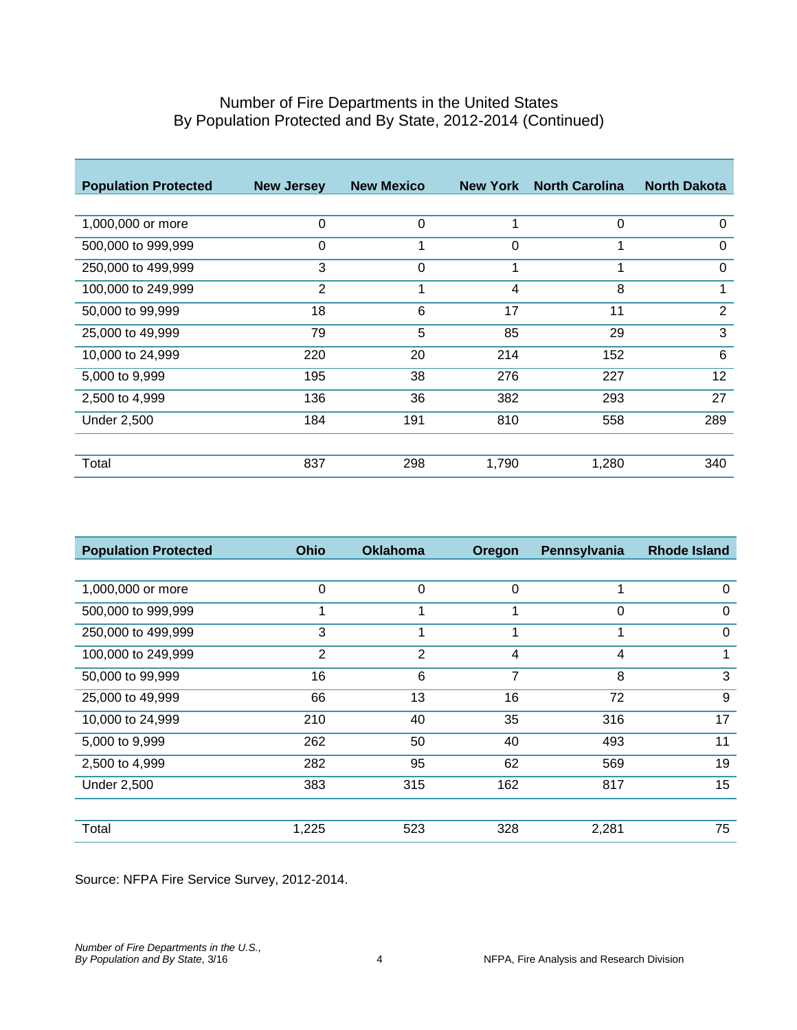# Number of Fire Departments in the United States By Population Protected and By State, 2012-2014 (Continued)

| Population Protected | New Jersey | New Mexico | New York | North Carolina | North Dakota |
|---|---|---|---|---|---|
| 1,000,000 or more | 0 | 0 | 1 | 0 | 0 |
| 500,000 to 999,999 | 0 | 1 | 0 | 1 | 0 |
| 250,000 to 499,999 | 3 | 0 | 1 | 1 | 0 |
| 100,000 to 249,999 | 2 | 1 | 4 | 8 | 1 |
| 50,000 to 99,999 | 18 | 6 | 17 | 11 | 2 |
| 25,000 to 49,999 | 79 | 5 | 85 | 29 | 3 |
| 10,000 to 24,999 | 220 | 20 | 214 | 152 | 6 |
| 5,000 to 9,999 | 195 | 38 | 276 | 227 | 12 |
| 2,500 to 4,999 | 136 | 36 | 382 | 293 | 27 |
| Under 2,500 | 184 | 191 | 810 | 558 | 289 |
| Total | 837 | 298 | 1,790 | 1,280 | 340 |

| Population Protected | Ohio | Oklahoma | Oregon | Pennsylvania | Rhode Island |
|---|---|---|---|---|---|
| 1,000,000 or more | 0 | 0 | 0 | 1 | 0 |
| 500,000 to 999,999 | 1 | 1 | 1 | 0 | 0 |
| 250,000 to 499,999 | 3 | 1 | 1 | 1 | 0 |
| 100,000 to 249,999 | 2 | 2 | 4 | 4 | 1 |
| 50,000 to 99,999 | 16 | 6 | 7 | 8 | 3 |
| 25,000 to 49,999 | 66 | 13 | 16 | 72 | 9 |
| 10,000 to 24,999 | 210 | 40 | 35 | 316 | 17 |
| 5,000 to 9,999 | 262 | 50 | 40 | 493 | 11 |
| 2,500 to 4,999 | 282 | 95 | 62 | 569 | 19 |
| Under 2,500 | 383 | 315 | 162 | 817 | 15 |
| Total | 1,225 | 523 | 328 | 2,281 | 75 |

Source: NFPA Fire Service Survey, 2012-2014.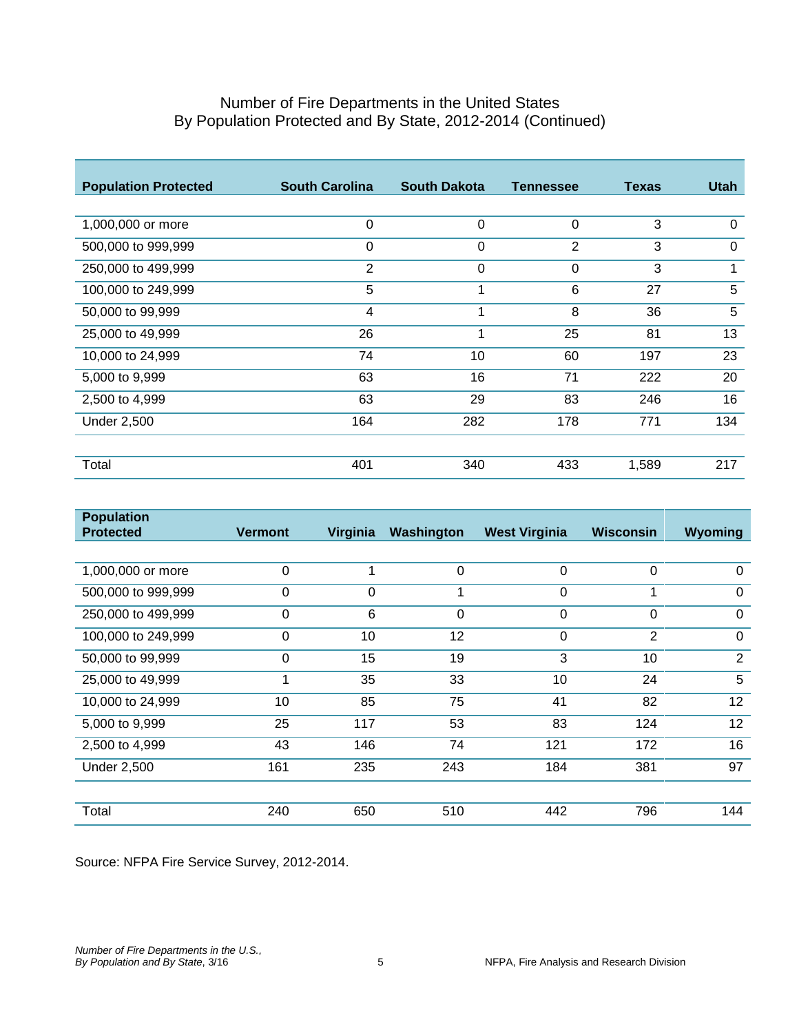# Number of Fire Departments in the United States
## By Population Protected and By State, 2012-2014 (Continued)

| Population Protected | South Carolina | South Dakota | Tennessee | Texas | Utah |
|---|---|---|---|---|---|
| 1,000,000 or more | 0 | 0 | 0 | 3 | 0 |
| 500,000 to 999,999 | 0 | 0 | 2 | 3 | 0 |
| 250,000 to 499,999 | 2 | 0 | 0 | 3 | 1 |
| 100,000 to 249,999 | 5 | 1 | 6 | 27 | 5 |
| 50,000 to 99,999 | 4 | 1 | 8 | 36 | 5 |
| 25,000 to 49,999 | 26 | 1 | 25 | 81 | 13 |
| 10,000 to 24,999 | 74 | 10 | 60 | 197 | 23 |
| 5,000 to 9,999 | 63 | 16 | 71 | 222 | 20 |
| 2,500 to 4,999 | 63 | 29 | 83 | 246 | 16 |
| Under 2,500 | 164 | 282 | 178 | 771 | 134 |
| Total | 401 | 340 | 433 | 1,589 | 217 |

| Population Protected | Vermont | Virginia | Washington | West Virginia | Wisconsin | Wyoming |
|---|---|---|---|---|---|---|
| 1,000,000 or more | 0 | 1 | 0 | 0 | 0 | 0 |
| 500,000 to 999,999 | 0 | 0 | 1 | 0 | 1 | 0 |
| 250,000 to 499,999 | 0 | 6 | 0 | 0 | 0 | 0 |
| 100,000 to 249,999 | 0 | 10 | 12 | 0 | 2 | 0 |
| 50,000 to 99,999 | 0 | 15 | 19 | 3 | 10 | 2 |
| 25,000 to 49,999 | 1 | 35 | 33 | 10 | 24 | 5 |
| 10,000 to 24,999 | 10 | 85 | 75 | 41 | 82 | 12 |
| 5,000 to 9,999 | 25 | 117 | 53 | 83 | 124 | 12 |
| 2,500 to 4,999 | 43 | 146 | 74 | 121 | 172 | 16 |
| Under 2,500 | 161 | 235 | 243 | 184 | 381 | 97 |
| Total | 240 | 650 | 510 | 442 | 796 | 144 |

Source: NFPA Fire Service Survey, 2012-2014.